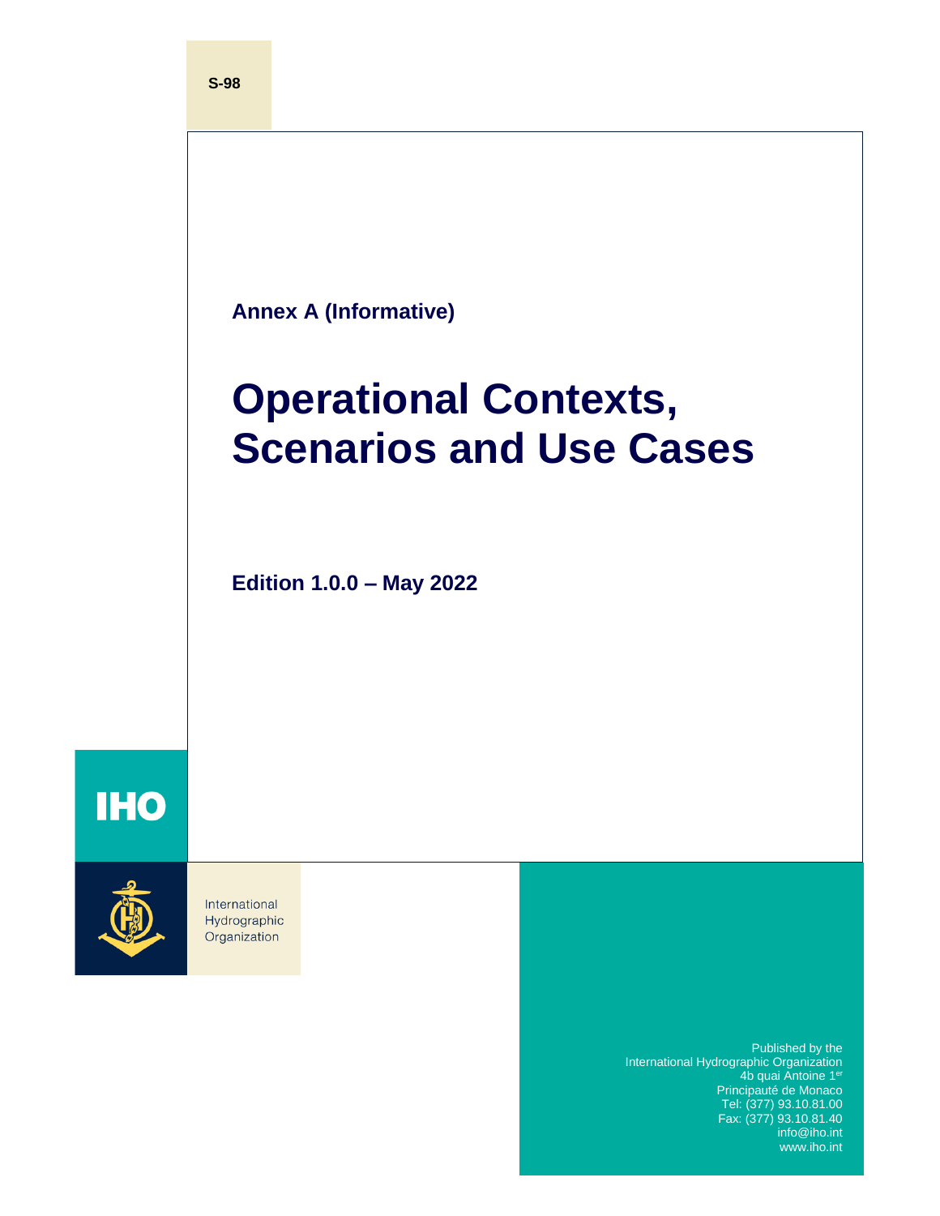S-98

**Annex A (Informative)**

# Operational Contexts, Scenarios and Use Cases

**Edition 1.0.0 – May 2022**

IHO

International Hydrographic Organization

Published by the
International Hydrographic Organization
4b quai Antoine 1er
Principauté de Monaco
Tel: (377) 93.10.81.00
Fax: (377) 93.10.81.40
info@iho.int
www.iho.int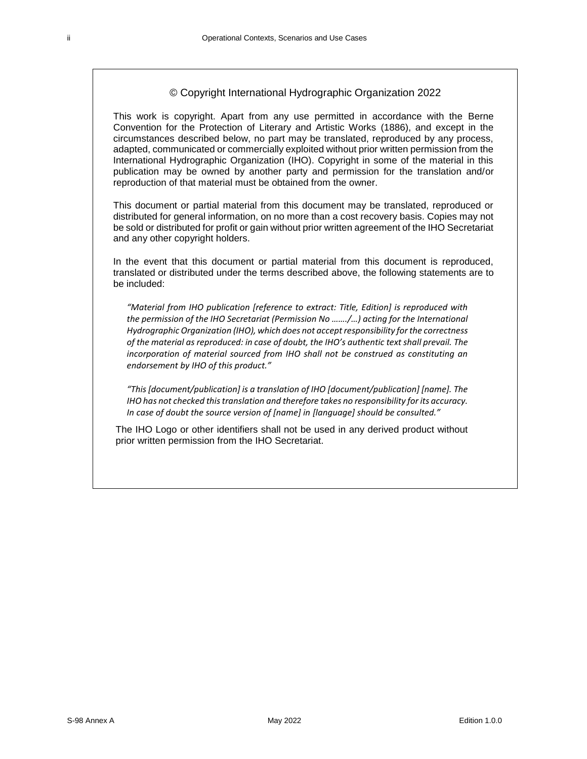© Copyright International Hydrographic Organization 2022

This work is copyright. Apart from any use permitted in accordance with the Berne Convention for the Protection of Literary and Artistic Works (1886), and except in the circumstances described below, no part may be translated, reproduced by any process, adapted, communicated or commercially exploited without prior written permission from the International Hydrographic Organization (IHO). Copyright in some of the material in this publication may be owned by another party and permission for the translation and/or reproduction of that material must be obtained from the owner.

This document or partial material from this document may be translated, reproduced or distributed for general information, on no more than a cost recovery basis. Copies may not be sold or distributed for profit or gain without prior written agreement of the IHO Secretariat and any other copyright holders.

In the event that this document or partial material from this document is reproduced, translated or distributed under the terms described above, the following statements are to be included:

> *"Material from IHO publication [reference to extract: Title, Edition] is reproduced with the permission of the IHO Secretariat (Permission No ……./…) acting for the International Hydrographic Organization (IHO), which does not accept responsibility for the correctness of the material as reproduced: in case of doubt, the IHO's authentic text shall prevail. The incorporation of material sourced from IHO shall not be construed as constituting an endorsement by IHO of this product."*

> *"This [document/publication] is a translation of IHO [document/publication] [name]. The IHO has not checked this translation and therefore takes no responsibility for its accuracy. In case of doubt the source version of [name] in [language] should be consulted."*

The IHO Logo or other identifiers shall not be used in any derived product without prior written permission from the IHO Secretariat.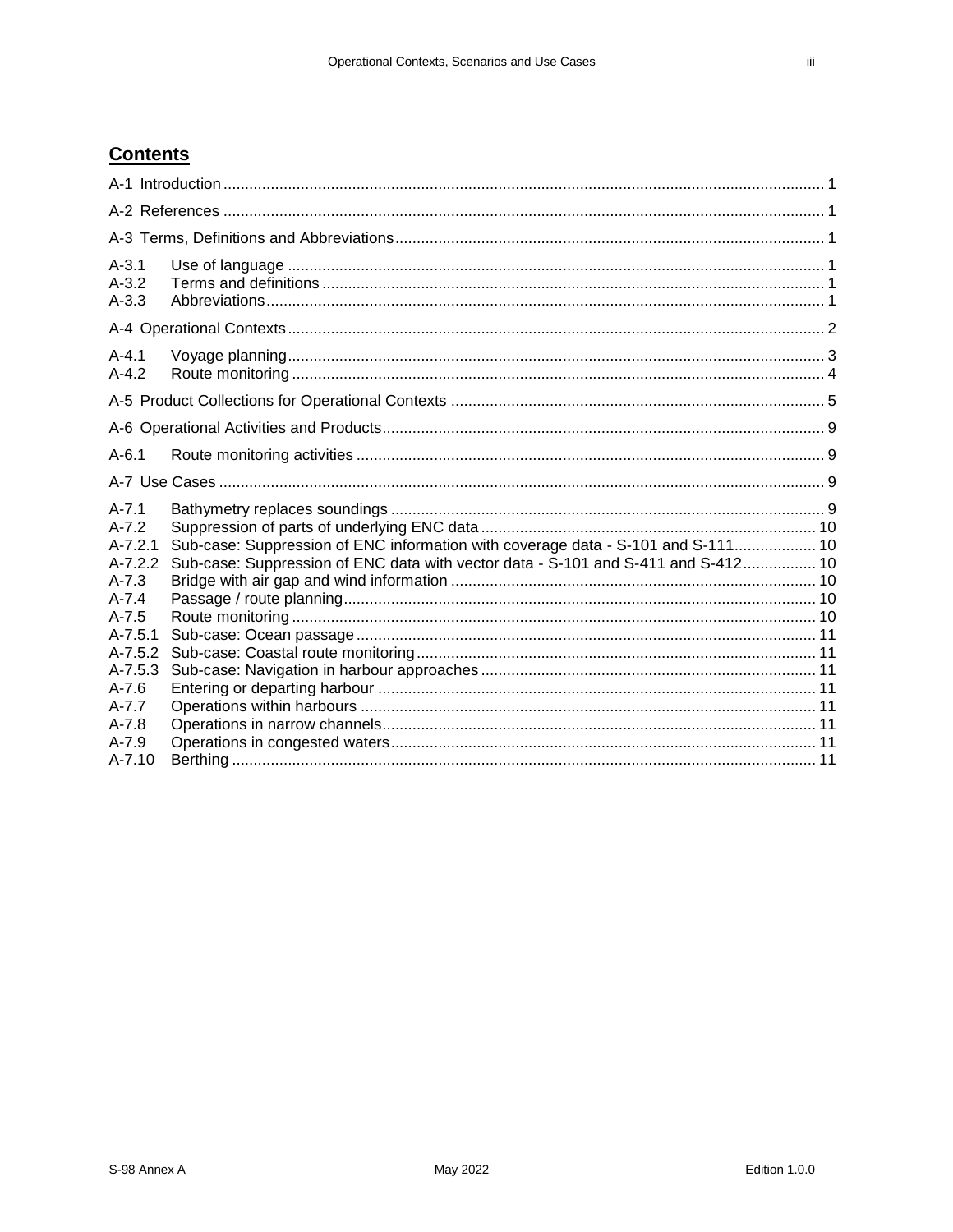## Contents

A-1 Introduction ... 1

A-2 References ... 1

A-3 Terms, Definitions and Abbreviations ... 1

- A-3.1 Use of language ... 1
- A-3.2 Terms and definitions ... 1
- A-3.3 Abbreviations ... 1

A-4 Operational Contexts ... 2

- A-4.1 Voyage planning ... 3
- A-4.2 Route monitoring ... 4

A-5 Product Collections for Operational Contexts ... 5

A-6 Operational Activities and Products ... 9

- A-6.1 Route monitoring activities ... 9

A-7 Use Cases ... 9

- A-7.1 Bathymetry replaces soundings ... 9
- A-7.2 Suppression of parts of underlying ENC data ... 10
- A-7.2.1 Sub-case: Suppression of ENC information with coverage data - S-101 and S-111 ... 10
- A-7.2.2 Sub-case: Suppression of ENC data with vector data - S-101 and S-411 and S-412 ... 10
- A-7.3 Bridge with air gap and wind information ... 10
- A-7.4 Passage / route planning ... 10
- A-7.5 Route monitoring ... 10
- A-7.5.1 Sub-case: Ocean passage ... 11
- A-7.5.2 Sub-case: Coastal route monitoring ... 11
- A-7.5.3 Sub-case: Navigation in harbour approaches ... 11
- A-7.6 Entering or departing harbour ... 11
- A-7.7 Operations within harbours ... 11
- A-7.8 Operations in narrow channels ... 11
- A-7.9 Operations in congested waters ... 11
- A-7.10 Berthing ... 11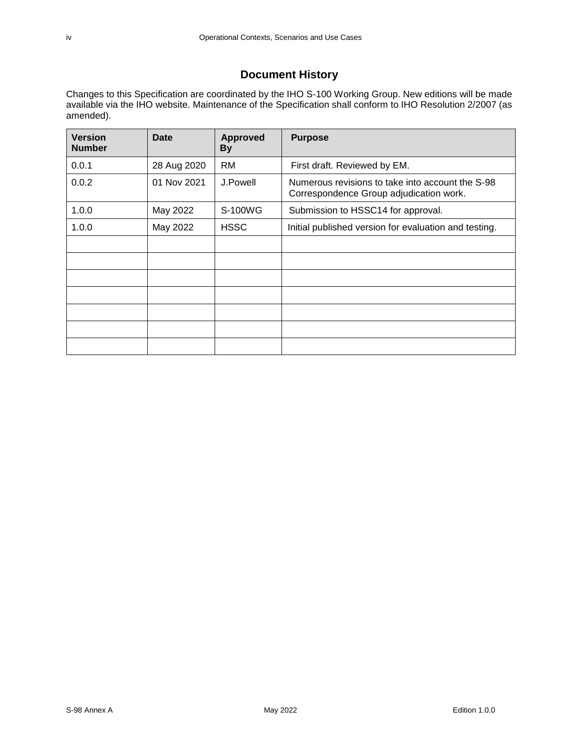# Document History

Changes to this Specification are coordinated by the IHO S-100 Working Group. New editions will be made available via the IHO website. Maintenance of the Specification shall conform to IHO Resolution 2/2007 (as amended).

| Version Number | Date | Approved By | Purpose |
|---|---|---|---|
| 0.0.1 | 28 Aug 2020 | RM | First draft. Reviewed by EM. |
| 0.0.2 | 01 Nov 2021 | J.Powell | Numerous revisions to take into account the S-98 Correspondence Group adjudication work. |
| 1.0.0 | May 2022 | S-100WG | Submission to HSSC14 for approval. |
| 1.0.0 | May 2022 | HSSC | Initial published version for evaluation and testing. |
| | | | |
| | | | |
| | | | |
| | | | |
| | | | |
| | | | |
| | | | |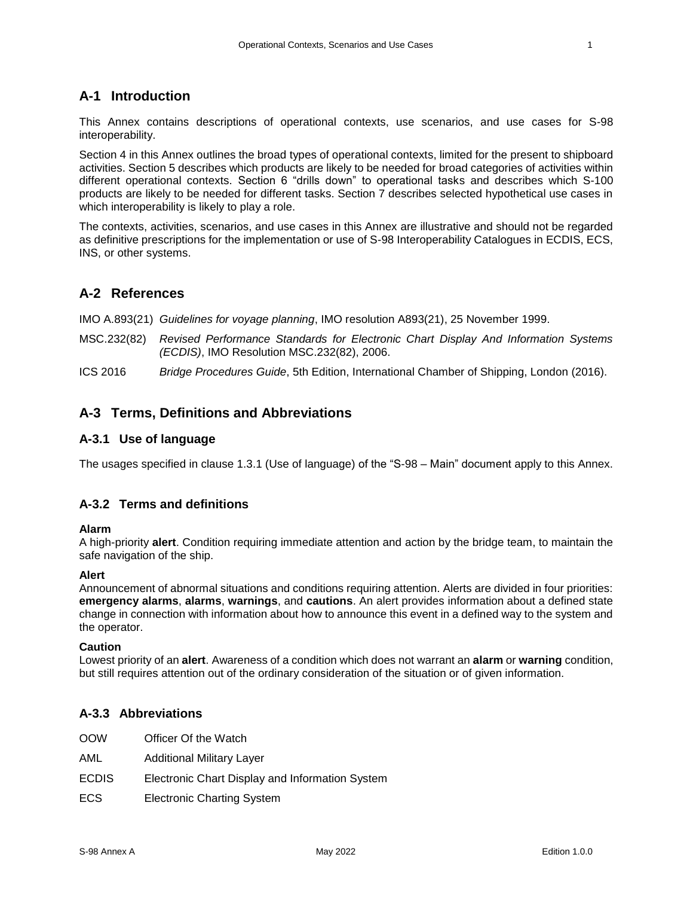## A-1 Introduction

This Annex contains descriptions of operational contexts, use scenarios, and use cases for S-98 interoperability.

Section 4 in this Annex outlines the broad types of operational contexts, limited for the present to shipboard activities. Section 5 describes which products are likely to be needed for broad categories of activities within different operational contexts. Section 6 "drills down" to operational tasks and describes which S-100 products are likely to be needed for different tasks. Section 7 describes selected hypothetical use cases in which interoperability is likely to play a role.

The contexts, activities, scenarios, and use cases in this Annex are illustrative and should not be regarded as definitive prescriptions for the implementation or use of S-98 Interoperability Catalogues in ECDIS, ECS, INS, or other systems.

## A-2 References

IMO A.893(21) *Guidelines for voyage planning*, IMO resolution A893(21), 25 November 1999.

MSC.232(82) *Revised Performance Standards for Electronic Chart Display And Information Systems (ECDIS)*, IMO Resolution MSC.232(82), 2006.

ICS 2016 *Bridge Procedures Guide*, 5th Edition, International Chamber of Shipping, London (2016).

## A-3 Terms, Definitions and Abbreviations

### A-3.1 Use of language

The usages specified in clause 1.3.1 (Use of language) of the "S-98 – Main" document apply to this Annex.

### A-3.2 Terms and definitions

**Alarm**
A high-priority **alert**. Condition requiring immediate attention and action by the bridge team, to maintain the safe navigation of the ship.

**Alert**
Announcement of abnormal situations and conditions requiring attention. Alerts are divided in four priorities: **emergency alarms**, **alarms**, **warnings**, and **cautions**. An alert provides information about a defined state change in connection with information about how to announce this event in a defined way to the system and the operator.

**Caution**
Lowest priority of an **alert**. Awareness of a condition which does not warrant an **alarm** or **warning** condition, but still requires attention out of the ordinary consideration of the situation or of given information.

### A-3.3 Abbreviations

OOW Officer Of the Watch

AML Additional Military Layer

ECDIS Electronic Chart Display and Information System

ECS Electronic Charting System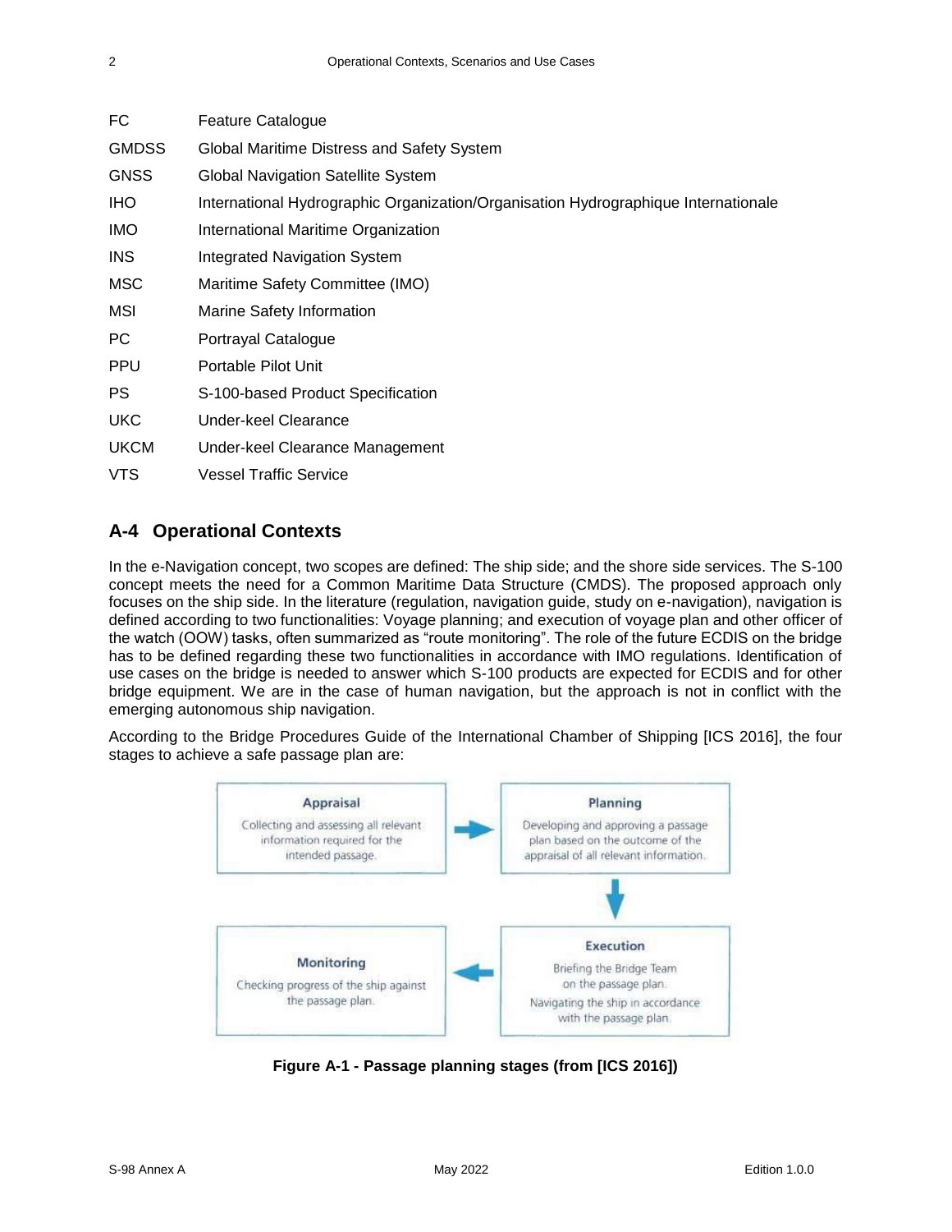| | |
|---|---|
| FC | Feature Catalogue |
| GMDSS | Global Maritime Distress and Safety System |
| GNSS | Global Navigation Satellite System |
| IHO | International Hydrographic Organization/Organisation Hydrographique Internationale |
| IMO | International Maritime Organization |
| INS | Integrated Navigation System |
| MSC | Maritime Safety Committee (IMO) |
| MSI | Marine Safety Information |
| PC | Portrayal Catalogue |
| PPU | Portable Pilot Unit |
| PS | S-100-based Product Specification |
| UKC | Under-keel Clearance |
| UKCM | Under-keel Clearance Management |
| VTS | Vessel Traffic Service |

## A-4 Operational Contexts

In the e-Navigation concept, two scopes are defined: The ship side; and the shore side services. The S-100 concept meets the need for a Common Maritime Data Structure (CMDS). The proposed approach only focuses on the ship side. In the literature (regulation, navigation guide, study on e-navigation), navigation is defined according to two functionalities: Voyage planning; and execution of voyage plan and other officer of the watch (OOW) tasks, often summarized as "route monitoring". The role of the future ECDIS on the bridge has to be defined regarding these two functionalities in accordance with IMO regulations. Identification of use cases on the bridge is needed to answer which S-100 products are expected for ECDIS and for other bridge equipment. We are in the case of human navigation, but the approach is not in conflict with the emerging autonomous ship navigation.

According to the Bridge Procedures Guide of the International Chamber of Shipping [ICS 2016], the four stages to achieve a safe passage plan are:

**Appraisal** – Collecting and assessing all relevant information required for the intended passage.

**Planning** – Developing and approving a passage plan based on the outcome of the appraisal of all relevant information.

**Execution** – Briefing the Bridge Team on the passage plan. Navigating the ship in accordance with the passage plan.

**Monitoring** – Checking progress of the ship against the passage plan.

**Figure A-1 - Passage planning stages (from [ICS 2016])**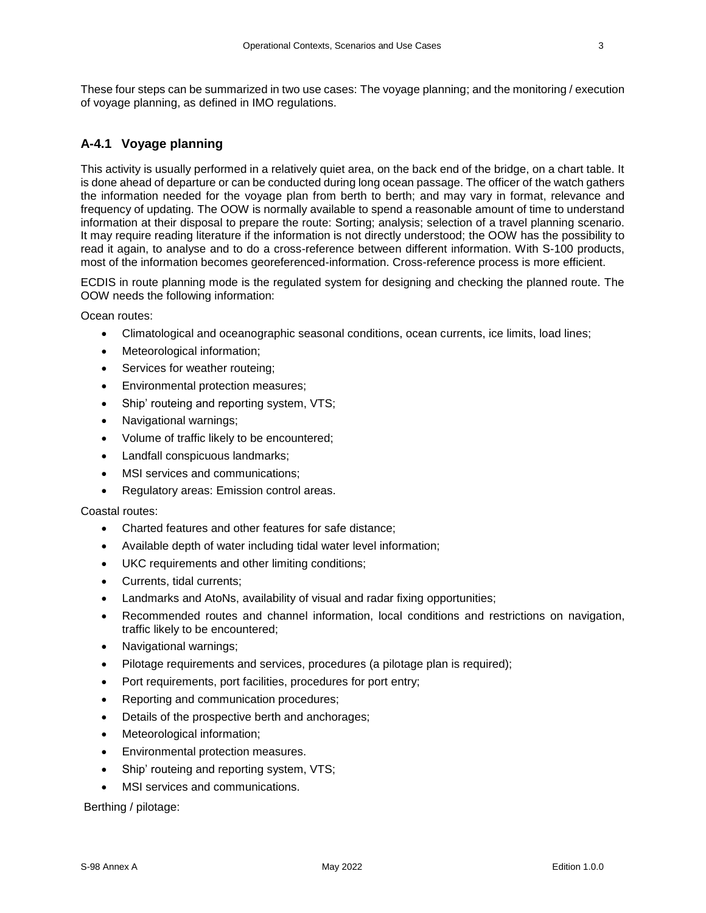These four steps can be summarized in two use cases: The voyage planning; and the monitoring / execution of voyage planning, as defined in IMO regulations.

## A-4.1 Voyage planning

This activity is usually performed in a relatively quiet area, on the back end of the bridge, on a chart table. It is done ahead of departure or can be conducted during long ocean passage. The officer of the watch gathers the information needed for the voyage plan from berth to berth; and may vary in format, relevance and frequency of updating. The OOW is normally available to spend a reasonable amount of time to understand information at their disposal to prepare the route: Sorting; analysis; selection of a travel planning scenario. It may require reading literature if the information is not directly understood; the OOW has the possibility to read it again, to analyse and to do a cross-reference between different information. With S-100 products, most of the information becomes georeferenced-information. Cross-reference process is more efficient.

ECDIS in route planning mode is the regulated system for designing and checking the planned route. The OOW needs the following information:

Ocean routes:

- Climatological and oceanographic seasonal conditions, ocean currents, ice limits, load lines;
- Meteorological information;
- Services for weather routeing;
- Environmental protection measures;
- Ship' routeing and reporting system, VTS;
- Navigational warnings;
- Volume of traffic likely to be encountered;
- Landfall conspicuous landmarks;
- MSI services and communications;
- Regulatory areas: Emission control areas.

Coastal routes:

- Charted features and other features for safe distance;
- Available depth of water including tidal water level information;
- UKC requirements and other limiting conditions;
- Currents, tidal currents;
- Landmarks and AtoNs, availability of visual and radar fixing opportunities;
- Recommended routes and channel information, local conditions and restrictions on navigation, traffic likely to be encountered;
- Navigational warnings;
- Pilotage requirements and services, procedures (a pilotage plan is required);
- Port requirements, port facilities, procedures for port entry;
- Reporting and communication procedures;
- Details of the prospective berth and anchorages;
- Meteorological information;
- Environmental protection measures.
- Ship' routeing and reporting system, VTS;
- MSI services and communications.

Berthing / pilotage: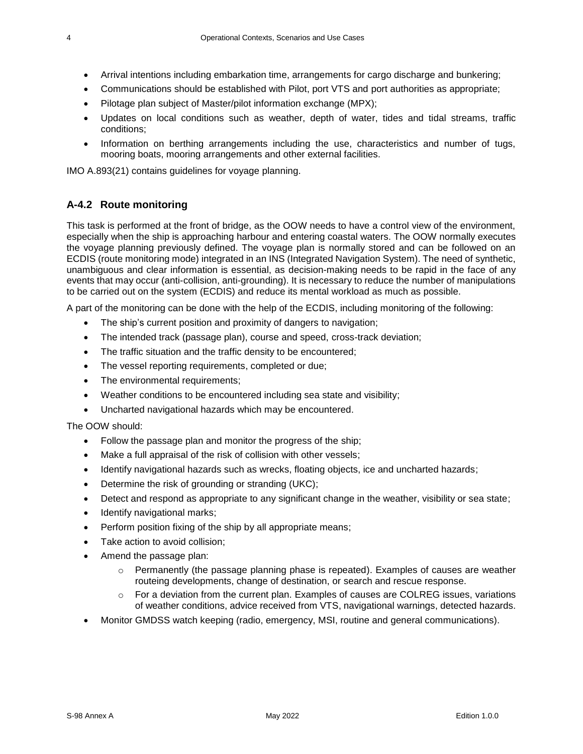- Arrival intentions including embarkation time, arrangements for cargo discharge and bunkering;
- Communications should be established with Pilot, port VTS and port authorities as appropriate;
- Pilotage plan subject of Master/pilot information exchange (MPX);
- Updates on local conditions such as weather, depth of water, tides and tidal streams, traffic conditions;
- Information on berthing arrangements including the use, characteristics and number of tugs, mooring boats, mooring arrangements and other external facilities.

IMO A.893(21) contains guidelines for voyage planning.

### A-4.2 Route monitoring

This task is performed at the front of bridge, as the OOW needs to have a control view of the environment, especially when the ship is approaching harbour and entering coastal waters. The OOW normally executes the voyage planning previously defined. The voyage plan is normally stored and can be followed on an ECDIS (route monitoring mode) integrated in an INS (Integrated Navigation System). The need of synthetic, unambiguous and clear information is essential, as decision-making needs to be rapid in the face of any events that may occur (anti-collision, anti-grounding). It is necessary to reduce the number of manipulations to be carried out on the system (ECDIS) and reduce its mental workload as much as possible.

A part of the monitoring can be done with the help of the ECDIS, including monitoring of the following:

- The ship's current position and proximity of dangers to navigation;
- The intended track (passage plan), course and speed, cross-track deviation;
- The traffic situation and the traffic density to be encountered;
- The vessel reporting requirements, completed or due;
- The environmental requirements;
- Weather conditions to be encountered including sea state and visibility;
- Uncharted navigational hazards which may be encountered.

The OOW should:

- Follow the passage plan and monitor the progress of the ship;
- Make a full appraisal of the risk of collision with other vessels;
- Identify navigational hazards such as wrecks, floating objects, ice and uncharted hazards;
- Determine the risk of grounding or stranding (UKC);
- Detect and respond as appropriate to any significant change in the weather, visibility or sea state;
- Identify navigational marks;
- Perform position fixing of the ship by all appropriate means;
- Take action to avoid collision;
- Amend the passage plan:
  - Permanently (the passage planning phase is repeated). Examples of causes are weather routeing developments, change of destination, or search and rescue response.
  - For a deviation from the current plan. Examples of causes are COLREG issues, variations of weather conditions, advice received from VTS, navigational warnings, detected hazards.
- Monitor GMDSS watch keeping (radio, emergency, MSI, routine and general communications).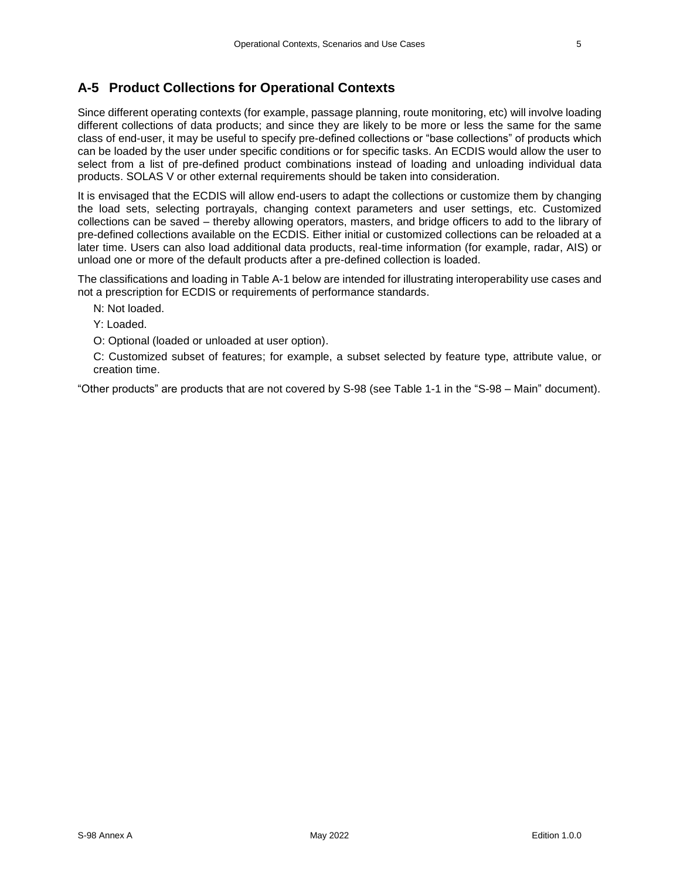## A-5 Product Collections for Operational Contexts

Since different operating contexts (for example, passage planning, route monitoring, etc) will involve loading different collections of data products; and since they are likely to be more or less the same for the same class of end-user, it may be useful to specify pre-defined collections or "base collections" of products which can be loaded by the user under specific conditions or for specific tasks. An ECDIS would allow the user to select from a list of pre-defined product combinations instead of loading and unloading individual data products. SOLAS V or other external requirements should be taken into consideration.

It is envisaged that the ECDIS will allow end-users to adapt the collections or customize them by changing the load sets, selecting portrayals, changing context parameters and user settings, etc. Customized collections can be saved – thereby allowing operators, masters, and bridge officers to add to the library of pre-defined collections available on the ECDIS. Either initial or customized collections can be reloaded at a later time. Users can also load additional data products, real-time information (for example, radar, AIS) or unload one or more of the default products after a pre-defined collection is loaded.

The classifications and loading in Table A-1 below are intended for illustrating interoperability use cases and not a prescription for ECDIS or requirements of performance standards.

N: Not loaded.

Y: Loaded.

O: Optional (loaded or unloaded at user option).

C: Customized subset of features; for example, a subset selected by feature type, attribute value, or creation time.

"Other products" are products that are not covered by S-98 (see Table 1-1 in the "S-98 – Main" document).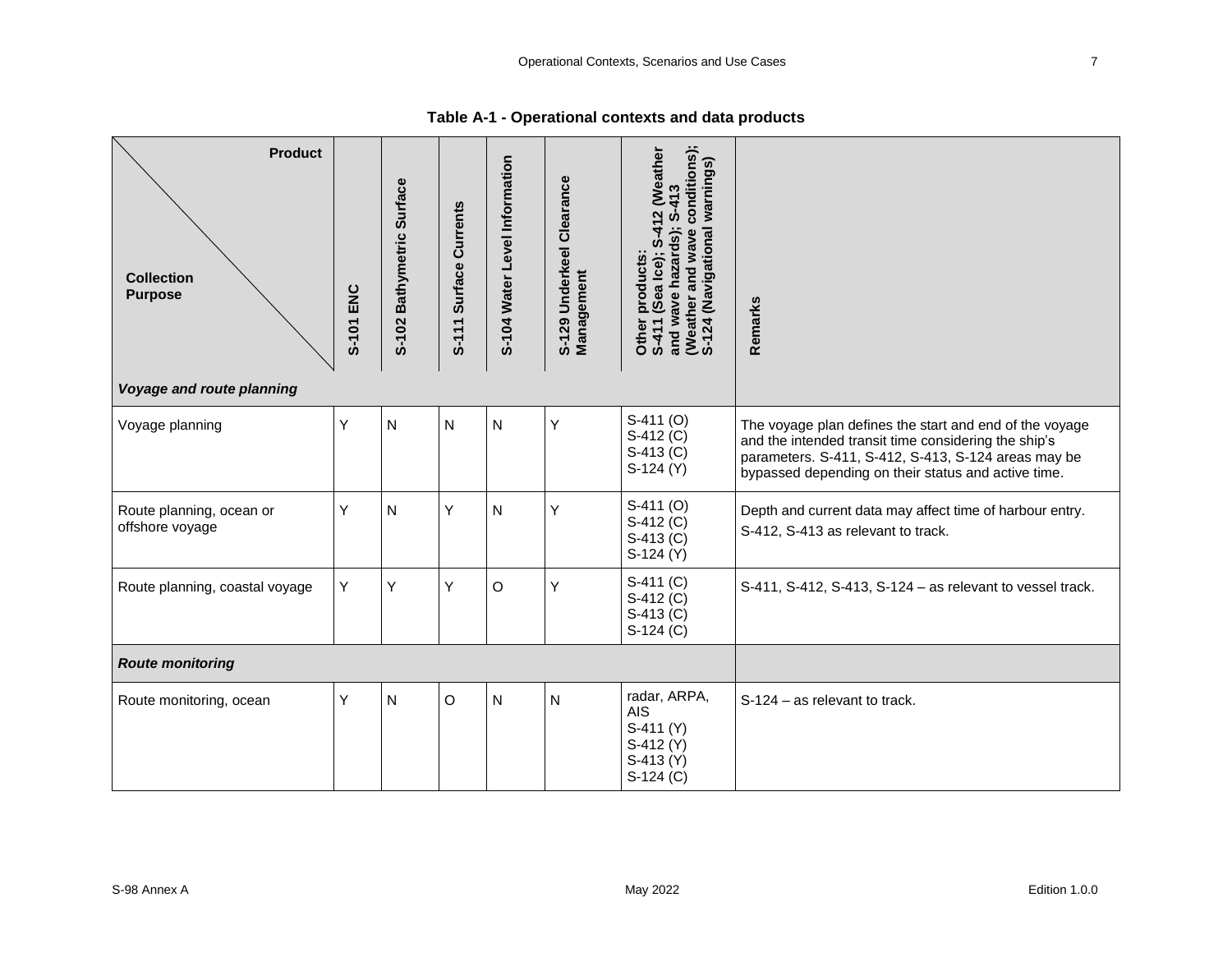**Table A-1 - Operational contexts and data products**

| Collection Purpose / Product | S-101 ENC | S-102 Bathymetric Surface | S-111 Surface Currents | S-104 Water Level Information | S-129 Underkeel Clearance Management | Other products: S-411 (Sea Ice); S-412 (Weather and wave hazards); S-413 (Weather and wave conditions); S-124 (Navigational warnings) | Remarks |
|---|---|---|---|---|---|---|---|
| ***Voyage and route planning*** | | | | | | | |
| Voyage planning | Y | N | N | N | Y | S-411 (O)<br>S-412 (C)<br>S-413 (C)<br>S-124 (Y) | The voyage plan defines the start and end of the voyage and the intended transit time considering the ship's parameters. S-411, S-412, S-413, S-124 areas may be bypassed depending on their status and active time. |
| Route planning, ocean or offshore voyage | Y | N | Y | N | Y | S-411 (O)<br>S-412 (C)<br>S-413 (C)<br>S-124 (Y) | Depth and current data may affect time of harbour entry.<br>S-412, S-413 as relevant to track. |
| Route planning, coastal voyage | Y | Y | Y | O | Y | S-411 (C)<br>S-412 (C)<br>S-413 (C)<br>S-124 (C) | S-411, S-412, S-413, S-124 – as relevant to vessel track. |
| ***Route monitoring*** | | | | | | | |
| Route monitoring, ocean | Y | N | O | N | N | radar, ARPA, AIS<br>S-411 (Y)<br>S-412 (Y)<br>S-413 (Y)<br>S-124 (C) | S-124 – as relevant to track. |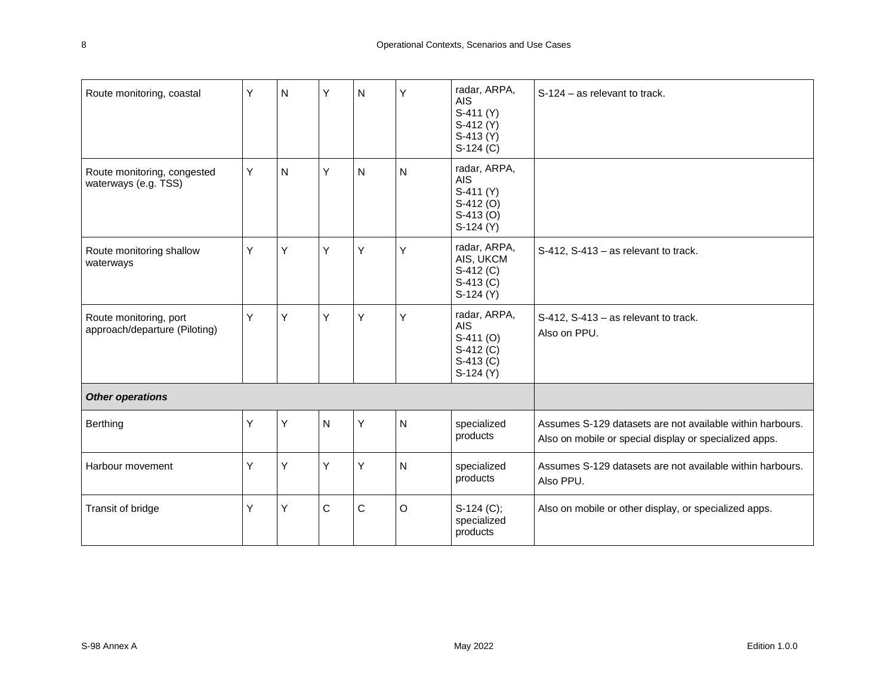| | | | | | | | |
|---|---|---|---|---|---|---|---|
| Route monitoring, coastal | Y | N | Y | N | Y | radar, ARPA, AIS<br>S-411 (Y)<br>S-412 (Y)<br>S-413 (Y)<br>S-124 (C) | S-124 – as relevant to track. |
| Route monitoring, congested waterways (e.g. TSS) | Y | N | Y | N | N | radar, ARPA, AIS<br>S-411 (Y)<br>S-412 (O)<br>S-413 (O)<br>S-124 (Y) | |
| Route monitoring shallow waterways | Y | Y | Y | Y | Y | radar, ARPA, AIS, UKCM<br>S-412 (C)<br>S-413 (C)<br>S-124 (Y) | S-412, S-413 – as relevant to track. |
| Route monitoring, port approach/departure (Piloting) | Y | Y | Y | Y | Y | radar, ARPA, AIS<br>S-411 (O)<br>S-412 (C)<br>S-413 (C)<br>S-124 (Y) | S-412, S-413 – as relevant to track.<br>Also on PPU. |
| ***Other operations*** | | | | | | | |
| Berthing | Y | Y | N | Y | N | specialized products | Assumes S-129 datasets are not available within harbours.<br>Also on mobile or special display or specialized apps. |
| Harbour movement | Y | Y | Y | Y | N | specialized products | Assumes S-129 datasets are not available within harbours.<br>Also PPU. |
| Transit of bridge | Y | Y | C | C | O | S-124 (C); specialized products | Also on mobile or other display, or specialized apps. |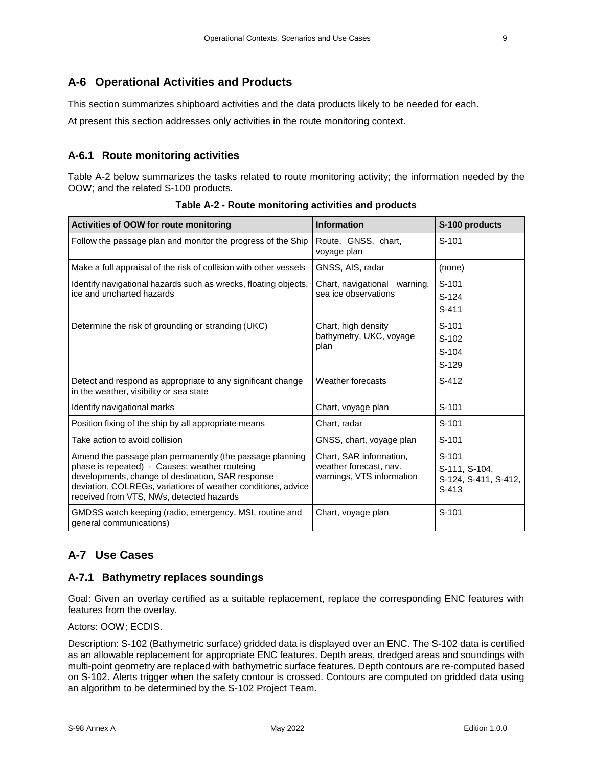## A-6 Operational Activities and Products

This section summarizes shipboard activities and the data products likely to be needed for each.

At present this section addresses only activities in the route monitoring context.

### A-6.1 Route monitoring activities

Table A-2 below summarizes the tasks related to route monitoring activity; the information needed by the OOW; and the related S-100 products.

**Table A-2 - Route monitoring activities and products**

| Activities of OOW for route monitoring | Information | S-100 products |
|---|---|---|
| Follow the passage plan and monitor the progress of the Ship | Route, GNSS, chart, voyage plan | S-101 |
| Make a full appraisal of the risk of collision with other vessels | GNSS, AIS, radar | (none) |
| Identify navigational hazards such as wrecks, floating objects, ice and uncharted hazards | Chart, navigational warning, sea ice observations | S-101<br>S-124<br>S-411 |
| Determine the risk of grounding or stranding (UKC) | Chart, high density bathymetry, UKC, voyage plan | S-101<br>S-102<br>S-104<br>S-129 |
| Detect and respond as appropriate to any significant change in the weather, visibility or sea state | Weather forecasts | S-412 |
| Identify navigational marks | Chart, voyage plan | S-101 |
| Position fixing of the ship by all appropriate means | Chart, radar | S-101 |
| Take action to avoid collision | GNSS, chart, voyage plan | S-101 |
| Amend the passage plan permanently (the passage planning phase is repeated) - Causes: weather routeing developments, change of destination, SAR response deviation, COLREGs, variations of weather conditions, advice received from VTS, NWs, detected hazards | Chart, SAR information, weather forecast, nav. warnings, VTS information | S-101<br>S-111, S-104, S-124, S-411, S-412, S-413 |
| GMDSS watch keeping (radio, emergency, MSI, routine and general communications) | Chart, voyage plan | S-101 |

## A-7 Use Cases

### A-7.1 Bathymetry replaces soundings

Goal: Given an overlay certified as a suitable replacement, replace the corresponding ENC features with features from the overlay.

Actors: OOW; ECDIS.

Description: S-102 (Bathymetric surface) gridded data is displayed over an ENC. The S-102 data is certified as an allowable replacement for appropriate ENC features. Depth areas, dredged areas and soundings with multi-point geometry are replaced with bathymetric surface features. Depth contours are re-computed based on S-102. Alerts trigger when the safety contour is crossed. Contours are computed on gridded data using an algorithm to be determined by the S-102 Project Team.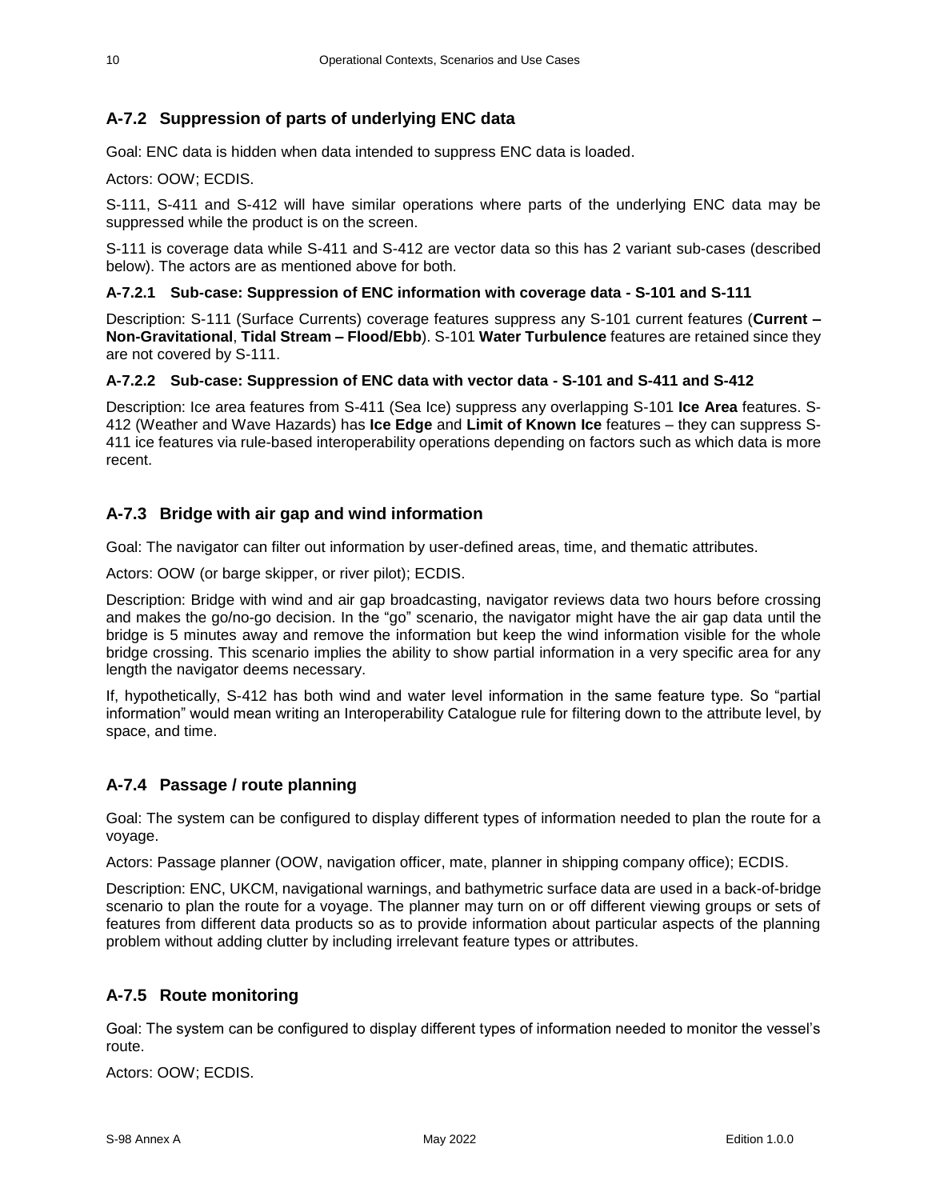## A-7.2 Suppression of parts of underlying ENC data

Goal: ENC data is hidden when data intended to suppress ENC data is loaded.

Actors: OOW; ECDIS.

S-111, S-411 and S-412 will have similar operations where parts of the underlying ENC data may be suppressed while the product is on the screen.

S-111 is coverage data while S-411 and S-412 are vector data so this has 2 variant sub-cases (described below). The actors are as mentioned above for both.

#### A-7.2.1 Sub-case: Suppression of ENC information with coverage data - S-101 and S-111

Description: S-111 (Surface Currents) coverage features suppress any S-101 current features (**Current – Non-Gravitational**, **Tidal Stream – Flood/Ebb**). S-101 **Water Turbulence** features are retained since they are not covered by S-111.

#### A-7.2.2 Sub-case: Suppression of ENC data with vector data - S-101 and S-411 and S-412

Description: Ice area features from S-411 (Sea Ice) suppress any overlapping S-101 **Ice Area** features. S-412 (Weather and Wave Hazards) has **Ice Edge** and **Limit of Known Ice** features – they can suppress S-411 ice features via rule-based interoperability operations depending on factors such as which data is more recent.

## A-7.3 Bridge with air gap and wind information

Goal: The navigator can filter out information by user-defined areas, time, and thematic attributes.

Actors: OOW (or barge skipper, or river pilot); ECDIS.

Description: Bridge with wind and air gap broadcasting, navigator reviews data two hours before crossing and makes the go/no-go decision. In the "go" scenario, the navigator might have the air gap data until the bridge is 5 minutes away and remove the information but keep the wind information visible for the whole bridge crossing. This scenario implies the ability to show partial information in a very specific area for any length the navigator deems necessary.

If, hypothetically, S-412 has both wind and water level information in the same feature type. So "partial information" would mean writing an Interoperability Catalogue rule for filtering down to the attribute level, by space, and time.

## A-7.4 Passage / route planning

Goal: The system can be configured to display different types of information needed to plan the route for a voyage.

Actors: Passage planner (OOW, navigation officer, mate, planner in shipping company office); ECDIS.

Description: ENC, UKCM, navigational warnings, and bathymetric surface data are used in a back-of-bridge scenario to plan the route for a voyage. The planner may turn on or off different viewing groups or sets of features from different data products so as to provide information about particular aspects of the planning problem without adding clutter by including irrelevant feature types or attributes.

## A-7.5 Route monitoring

Goal: The system can be configured to display different types of information needed to monitor the vessel's route.

Actors: OOW; ECDIS.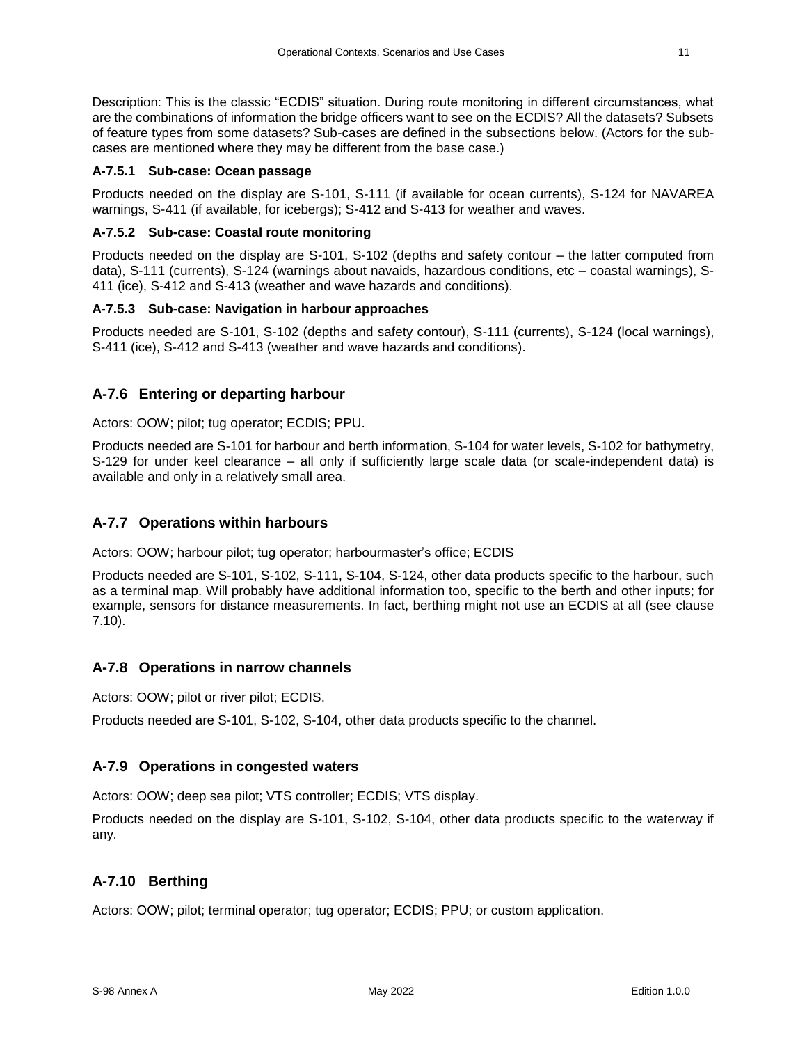Description: This is the classic "ECDIS" situation. During route monitoring in different circumstances, what are the combinations of information the bridge officers want to see on the ECDIS? All the datasets? Subsets of feature types from some datasets? Sub-cases are defined in the subsections below. (Actors for the sub-cases are mentioned where they may be different from the base case.)

#### A-7.5.1 Sub-case: Ocean passage

Products needed on the display are S-101, S-111 (if available for ocean currents), S-124 for NAVAREA warnings, S-411 (if available, for icebergs); S-412 and S-413 for weather and waves.

#### A-7.5.2 Sub-case: Coastal route monitoring

Products needed on the display are S-101, S-102 (depths and safety contour – the latter computed from data), S-111 (currents), S-124 (warnings about navaids, hazardous conditions, etc – coastal warnings), S-411 (ice), S-412 and S-413 (weather and wave hazards and conditions).

#### A-7.5.3 Sub-case: Navigation in harbour approaches

Products needed are S-101, S-102 (depths and safety contour), S-111 (currents), S-124 (local warnings), S-411 (ice), S-412 and S-413 (weather and wave hazards and conditions).

### A-7.6 Entering or departing harbour

Actors: OOW; pilot; tug operator; ECDIS; PPU.

Products needed are S-101 for harbour and berth information, S-104 for water levels, S-102 for bathymetry, S-129 for under keel clearance – all only if sufficiently large scale data (or scale-independent data) is available and only in a relatively small area.

### A-7.7 Operations within harbours

Actors: OOW; harbour pilot; tug operator; harbourmaster's office; ECDIS

Products needed are S-101, S-102, S-111, S-104, S-124, other data products specific to the harbour, such as a terminal map. Will probably have additional information too, specific to the berth and other inputs; for example, sensors for distance measurements. In fact, berthing might not use an ECDIS at all (see clause 7.10).

### A-7.8 Operations in narrow channels

Actors: OOW; pilot or river pilot; ECDIS.

Products needed are S-101, S-102, S-104, other data products specific to the channel.

### A-7.9 Operations in congested waters

Actors: OOW; deep sea pilot; VTS controller; ECDIS; VTS display.

Products needed on the display are S-101, S-102, S-104, other data products specific to the waterway if any.

### A-7.10 Berthing

Actors: OOW; pilot; terminal operator; tug operator; ECDIS; PPU; or custom application.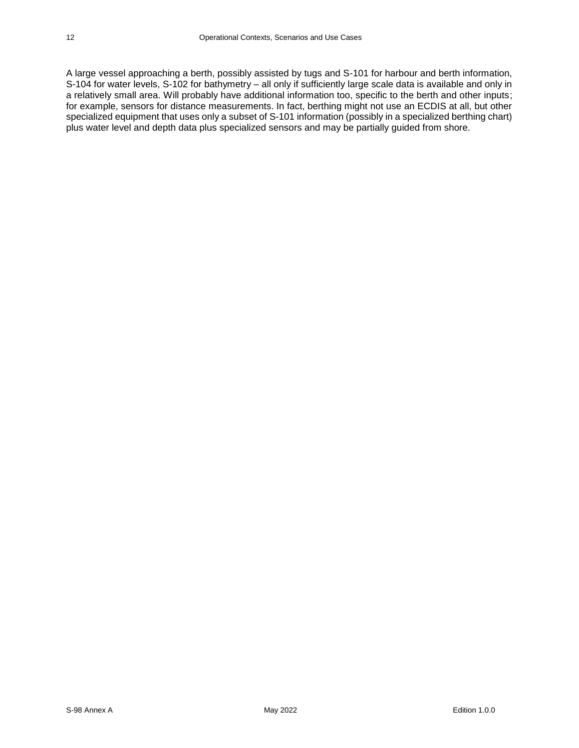A large vessel approaching a berth, possibly assisted by tugs and S-101 for harbour and berth information, S-104 for water levels, S-102 for bathymetry – all only if sufficiently large scale data is available and only in a relatively small area. Will probably have additional information too, specific to the berth and other inputs; for example, sensors for distance measurements. In fact, berthing might not use an ECDIS at all, but other specialized equipment that uses only a subset of S-101 information (possibly in a specialized berthing chart) plus water level and depth data plus specialized sensors and may be partially guided from shore.